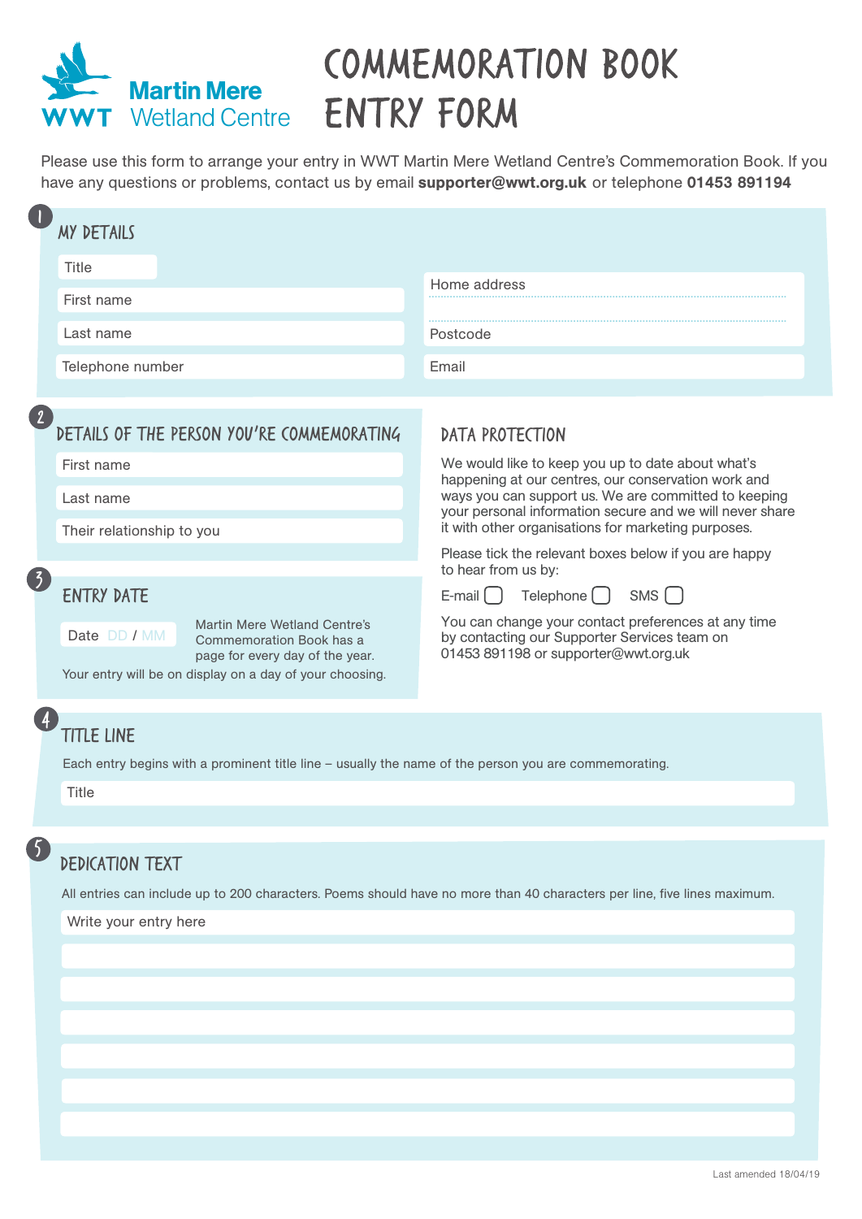Martin Mere Wetland Centre

WWT

# COMMEMORATION BOOK ENTRY FORM

Please use this form to arrange your entry in WWT Martin Mere Wetland Centre's Commemoration Book. If you have any questions or problems, contact us by email **supporter@wwt.org.uk** or telephone **01453 891194**

## 1 MY DETAILS

Title

First name

Last name

Telephone number

Home address

Postcode

Email

## 2 DETAILS OF THE PERSON YOU'RE COMMEMORATING

First name

Last name

Their relationship to you

## 3 ENTRY DATE

Date DD / MM

Martin Mere Wetland Centre's Commemoration Book has a page for every day of the year.

Your entry will be on display on a day of your choosing.

## DATA PROTECTION

We would like to keep you up to date about what's happening at our centres, our conservation work and ways you can support us. We are committed to keeping your personal information secure and we will never share it with other organisations for marketing purposes.

Please tick the relevant boxes below if you are happy to hear from us by:

E-mail ☐ Telephone ☐ SMS ☐

You can change your contact preferences at any time by contacting our Supporter Services team on 01453 891198 or supporter@wwt.org.uk

## 4 TITLE LINE

Each entry begins with a prominent title line – usually the name of the person you are commemorating.

Title

## 5 DEDICATION TEXT

All entries can include up to 200 characters. Poems should have no more than 40 characters per line, five lines maximum.

Write your entry here

Last amended 18/04/19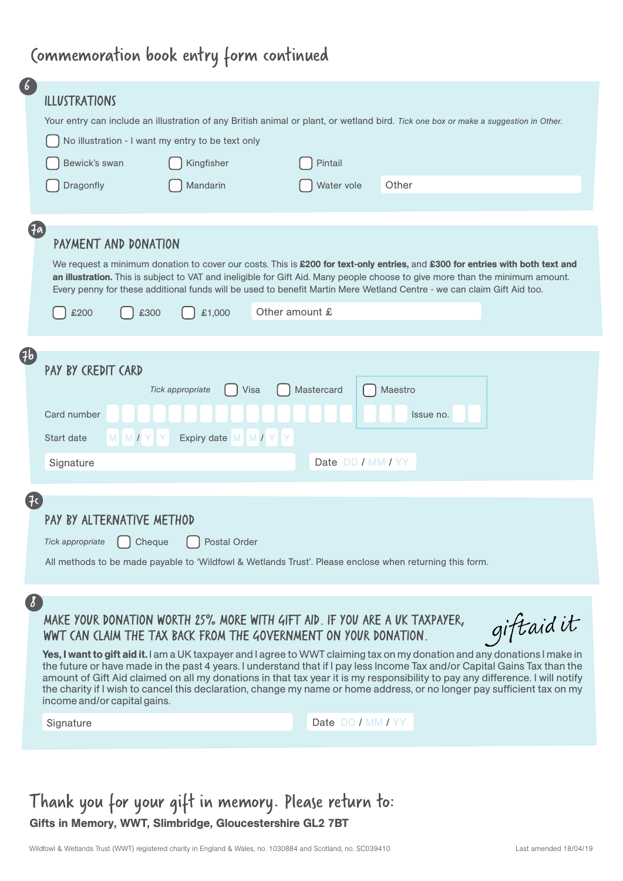# Commemoration book entry form continued

## 6 ILLUSTRATIONS

Your entry can include an illustration of any British animal or plant, or wetland bird. *Tick one box or make a suggestion in Other.*

- ☐ No illustration - I want my entry to be text only
- ☐ Bewick's swan
- ☐ Kingfisher
- ☐ Pintail
- ☐ Dragonfly
- ☐ Mandarin
- ☐ Water vole
- Other

## 7a PAYMENT AND DONATION

We request a minimum donation to cover our costs. This is **£200 for text-only entries,** and **£300 for entries with both text and an illustration.** This is subject to VAT and ineligible for Gift Aid. Many people choose to give more than the minimum amount. Every penny for these additional funds will be used to benefit Martin Mere Wetland Centre - we can claim Gift Aid too.

- ☐ £200
- ☐ £300
- ☐ £1,000
- Other amount £

## 7b PAY BY CREDIT CARD

*Tick appropriate* ☐ Visa ☐ Mastercard ☐ Maestro

Card number                                   Issue no.

Start date MM / YY     Expiry date MM / YY

Signature                                   Date DD / MM / YY

## 7c PAY BY ALTERNATIVE METHOD

*Tick appropriate* ☐ Cheque ☐ Postal Order

All methods to be made payable to 'Wildfowl & Wetlands Trust'. Please enclose when returning this form.

## 8 MAKE YOUR DONATION WORTH 25% MORE WITH GIFT AID. IF YOU ARE A UK TAXPAYER, WWT CAN CLAIM THE TAX BACK FROM THE GOVERNMENT ON YOUR DONATION.

giftaid it

**Yes, I want to gift aid it.** I am a UK taxpayer and I agree to WWT claiming tax on my donation and any donations I make in the future or have made in the past 4 years. I understand that if I pay less Income Tax and/or Capital Gains Tax than the amount of Gift Aid claimed on all my donations in that tax year it is my responsibility to pay any difference. I will notify the charity if I wish to cancel this declaration, change my name or home address, or no longer pay sufficient tax on my income and/or capital gains.

Signature                                   Date DD / MM / YY

## Thank you for your gift in memory. Please return to:

**Gifts in Memory, WWT, Slimbridge, Gloucestershire GL2 7BT**

Wildfowl & Wetlands Trust (WWT) registered charity in England & Wales, no. 1030884 and Scotland, no. SC039410

Last amended 18/04/19